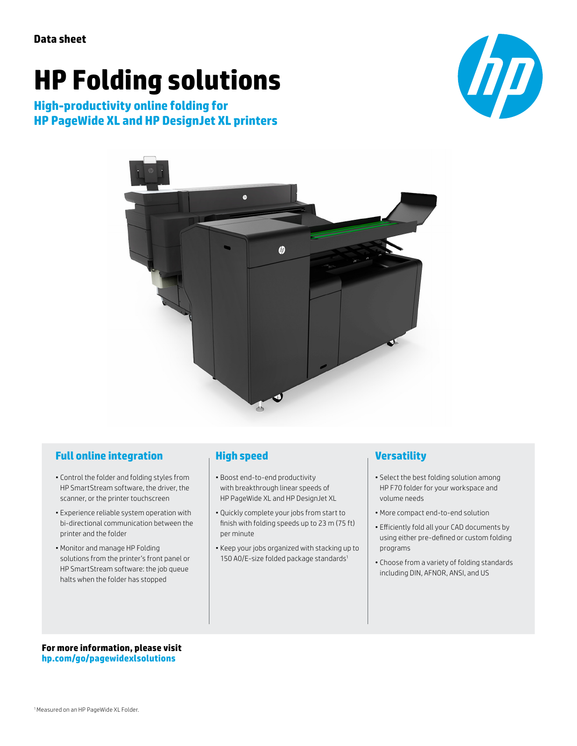Data sheet

# HP Folding solutions

## High-productivity online folding for HP PageWide XL and HP DesignJet XL printers

### Full online integration

- Control the folder and folding styles from HP SmartStream software, the driver, the scanner, or the printer touchscreen
- Experience reliable system operation with bi-directional communication between the printer and the folder
- Monitor and manage HP Folding solutions from the printer's front panel or HP SmartStream software: the job queue halts when the folder has stopped

### High speed

- Boost end-to-end productivity with breakthrough linear speeds of HP PageWide XL and HP DesignJet XL
- Quickly complete your jobs from start to finish with folding speeds up to 23 m (75 ft) per minute
- Keep your jobs organized with stacking up to 150 A0/E-size folded package standards[1]

### Versatility

- Select the best folding solution among HP F70 folder for your workspace and volume needs
- More compact end-to-end solution
- Efficiently fold all your CAD documents by using either pre-defined or custom folding programs
- Choose from a variety of folding standards including DIN, AFNOR, ANSI, and US

**For more information, please visit**
**hp.com/go/pagewidexlsolutions**

[1] Measured on an HP PageWide XL Folder.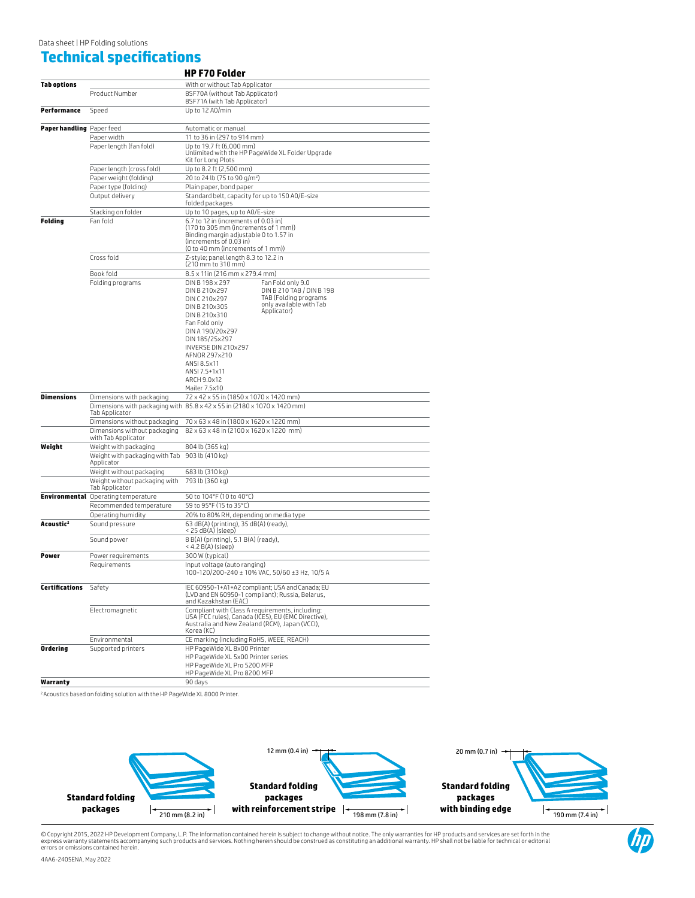Data sheet | HP Folding solutions

# Technical specifications

| | | HP F70 Folder |
|---|---|---|
| **Tab options** | | With or without Tab Applicator |
| | Product Number | 8SF70A (without Tab Applicator)<br>8SF71A (with Tab Applicator) |
| **Performance** | Speed | Up to 12 A0/min |
| **Paper handling** | Paper feed | Automatic or manual |
| | Paper width | 11 to 36 in (297 to 914 mm) |
| | Paper length (fan fold) | Up to 19.7 ft (6,000 mm)<br>Unlimited with the HP PageWide XL Folder Upgrade Kit for Long Plots |
| | Paper length (cross fold) | Up to 8.2 ft (2,500 mm) |
| | Paper weight (folding) | 20 to 24 lb (75 to 90 g/m²) |
| | Paper type (folding) | Plain paper, bond paper |
| | Output delivery | Standard belt, capacity for up to 150 A0/E-size folded packages |
| | Stacking on folder | Up to 10 pages, up to A0/E-size |
| **Folding** | Fan fold | 6.7 to 12 in (increments of 0.03 in)<br>(170 to 305 mm (increments of 1 mm))<br>Binding margin adjustable 0 to 1.57 in (increments of 0.03 in)<br>(0 to 40 mm (increments of 1 mm)) |
| | Cross fold | Z-style; panel length 8.3 to 12.2 in<br>(210 mm to 310 mm) |
| | Book fold | 8.5 x 11in (216 mm x 279.4 mm) |
| | Folding programs | DIN B 198 x 297<br>DIN B 210x297<br>DIN C 210x297<br>DIN B 210x305<br>DIN B 210x310<br>Fan Fold only<br>DIN A 190/20x297<br>DIN 185/25x297<br>INVERSE DIN 210x297<br>AFNOR 297x210<br>ANSI 8.5x11<br>ANSI 7.5+1x11<br>ARCH 9.0x12<br>Mailer 7.5x10<br>Fan Fold only 9.0<br>DIN B 210 TAB / DIN B 198 TAB (Folding programs only available with Tab Applicator) |
| **Dimensions** | Dimensions with packaging | 72 x 42 x 55 in (1850 x 1070 x 1420 mm) |
| | Dimensions with packaging with Tab Applicator | 85.8 x 42 x 55 in (2180 x 1070 x 1420 mm) |
| | Dimensions without packaging | 70 x 63 x 48 in (1800 x 1620 x 1220 mm) |
| | Dimensions without packaging with Tab Applicator | 82 x 63 x 48 in (2100 x 1620 x 1220 mm) |
| **Weight** | Weight with packaging | 804 lb (365 kg) |
| | Weight with packaging with Tab Applicator | 903 lb (410 kg) |
| | Weight without packaging | 683 lb (310 kg) |
| | Weight without packaging with Tab Applicator | 793 lb (360 kg) |
| **Environmental** | Operating temperature | 50 to 104°F (10 to 40°C) |
| | Recommended temperature | 59 to 95°F (15 to 35°C) |
| | Operating humidity | 20% to 80% RH, depending on media type |
| **Acoustic[2]** | Sound pressure | 63 dB(A) (printing), 35 dB(A) (ready),<br>< 25 dB(A) (sleep) |
| | Sound power | 8 B(A) (printing), 5.1 B(A) (ready),<br>< 4.2 B(A) (sleep) |
| **Power** | Power requirements | 300 W (typical) |
| | Requirements | Input voltage (auto ranging)<br>100-120/200-240 ± 10% VAC, 50/60 ±3 Hz, 10/5 A |
| **Certifications** | Safety | IEC 60950-1+A1+A2 compliant; USA and Canada; EU (LVD and EN 60950-1 compliant); Russia, Belarus, and Kazakhstan (EAC) |
| | Electromagnetic | Compliant with Class A requirements, including: USA (FCC rules), Canada (ICES), EU (EMC Directive), Australia and New Zealand (RCM), Japan (VCCI), Korea (KC) |
| | Environmental | CE marking (including RoHS, WEEE, REACH) |
| **Ordering** | Supported printers | HP PageWide XL 8x00 Printer<br>HP PageWide XL 5x00 Printer series<br>HP PageWide XL Pro 5200 MFP<br>HP PageWide XL Pro 8200 MFP |
| **Warranty** | | 90 days |

[2] Acoustics based on folding solution with the HP PageWide XL 8000 Printer.

**Standard folding packages**

210 mm (8.2 in)

12 mm (0.4 in)

**Standard folding packages with reinforcement stripe**

198 mm (7.8 in)

20 mm (0.7 in)

**Standard folding packages with binding edge**

190 mm (7.4 in)

© Copyright 2015, 2022 HP Development Company, L.P. The information contained herein is subject to change without notice. The only warranties for HP products and services are set forth in the express warranty statements accompanying such products and services. Nothing herein should be construed as constituting an additional warranty. HP shall not be liable for technical or editorial errors or omissions contained herein.

4AA6-2405ENA, May 2022